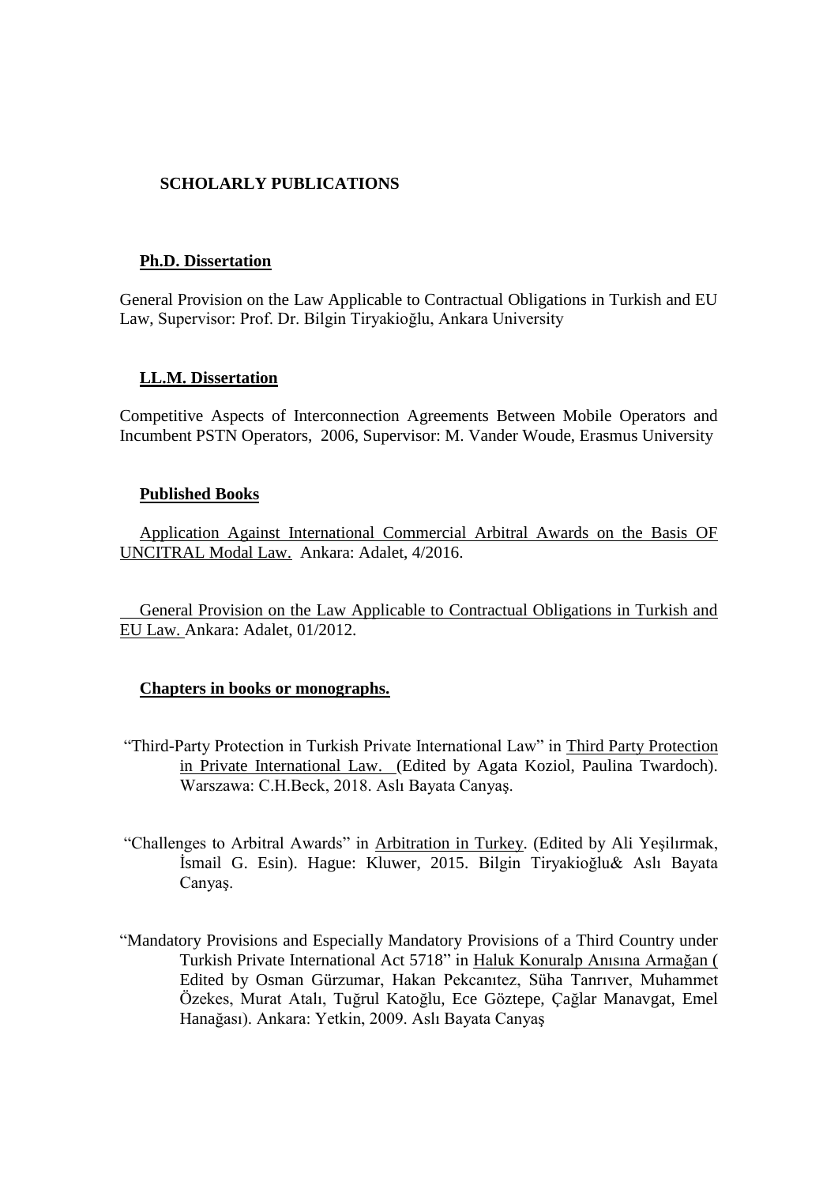# SCHOLARLY PUBLICATIONS

## Ph.D. Dissertation

General Provision on the Law Applicable to Contractual Obligations in Turkish and EU Law, Supervisor: Prof. Dr. Bilgin Tiryakioğlu, Ankara University

## LL.M. Dissertation

Competitive Aspects of Interconnection Agreements Between Mobile Operators and Incumbent PSTN Operators, 2006, Supervisor: M. Vander Woude, Erasmus University

## Published Books

Application Against International Commercial Arbitral Awards on the Basis OF UNCITRAL Modal Law. Ankara: Adalet, 4/2016.

General Provision on the Law Applicable to Contractual Obligations in Turkish and EU Law. Ankara: Adalet, 01/2012.

## Chapters in books or monographs.

"Third-Party Protection in Turkish Private International Law" in Third Party Protection in Private International Law. (Edited by Agata Koziol, Paulina Twardoch). Warszawa: C.H.Beck, 2018. Aslı Bayata Canyaş.

"Challenges to Arbitral Awards" in Arbitration in Turkey. (Edited by Ali Yeşilırmak, İsmail G. Esin). Hague: Kluwer, 2015. Bilgin Tiryakioğlu& Aslı Bayata Canyaş.

"Mandatory Provisions and Especially Mandatory Provisions of a Third Country under Turkish Private International Act 5718" in Haluk Konuralp Anısına Armağan ( Edited by Osman Gürzumar, Hakan Pekcanıtez, Süha Tanrıver, Muhammet Özekes, Murat Atalı, Tuğrul Katoğlu, Ece Göztepe, Çağlar Manavgat, Emel Hanağası). Ankara: Yetkin, 2009. Aslı Bayata Canyaş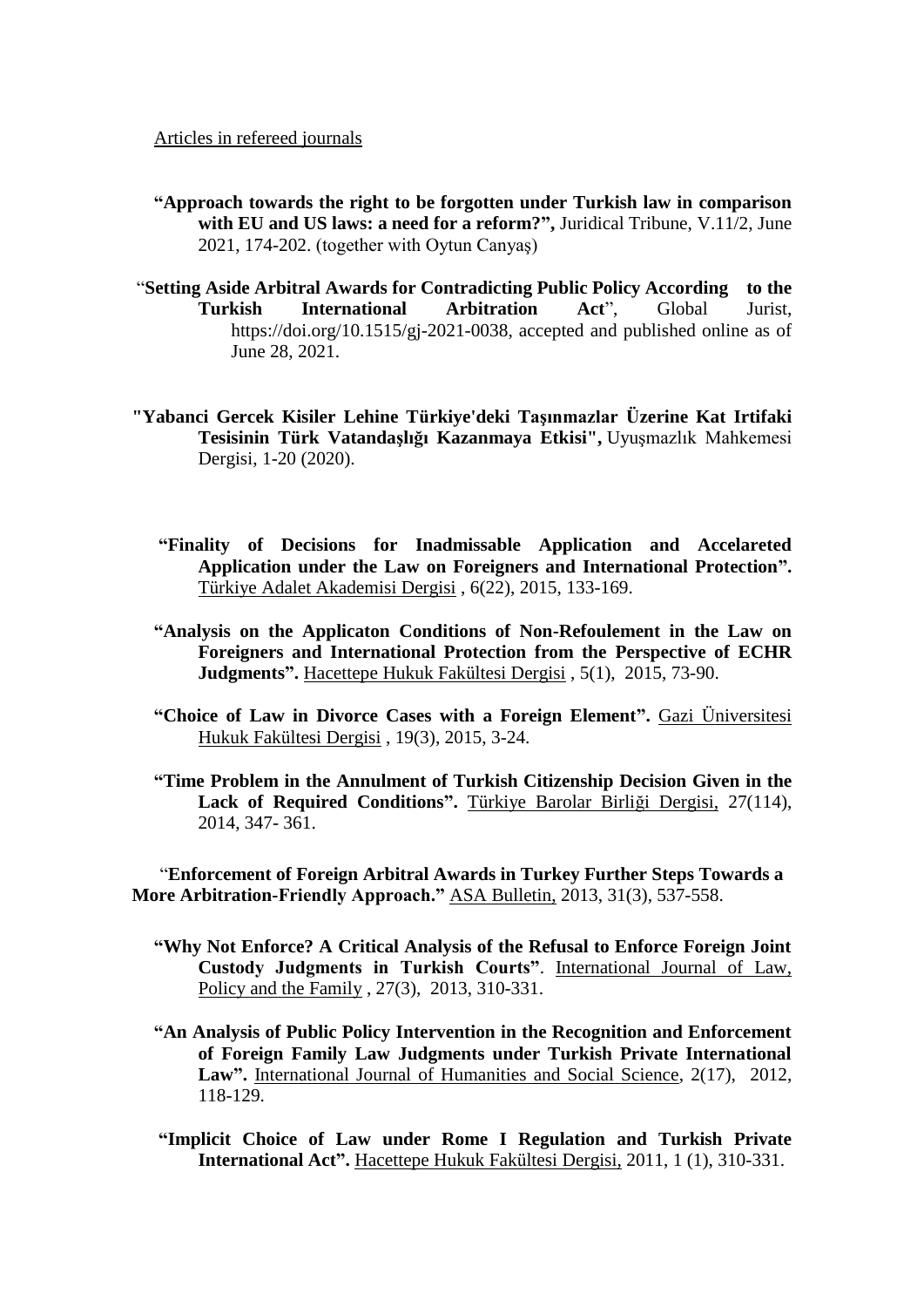Articles in refereed journals

- **"Approach towards the right to be forgotten under Turkish law in comparison with EU and US laws: a need for a reform?",** Juridical Tribune, V.11/2, June 2021, 174-202. (together with Oytun Canyaş)

- "**Setting Aside Arbitral Awards for Contradicting Public Policy According to the Turkish International Arbitration Act**", Global Jurist, https://doi.org/10.1515/gj-2021-0038, accepted and published online as of June 28, 2021.

- **"Yabanci Gercek Kisiler Lehine Türkiye'deki Taşınmazlar Üzerine Kat Irtifaki Tesisinin Türk Vatandaşlığı Kazanmaya Etkisi",** Uyuşmazlık Mahkemesi Dergisi, 1-20 (2020).

- **"Finality of Decisions for Inadmissable Application and Accelareted Application under the Law on Foreigners and International Protection".** Türkiye Adalet Akademisi Dergisi , 6(22), 2015, 133-169.

- **"Analysis on the Applicaton Conditions of Non-Refoulement in the Law on Foreigners and International Protection from the Perspective of ECHR Judgments".** Hacettepe Hukuk Fakültesi Dergisi , 5(1), 2015, 73-90.

- **"Choice of Law in Divorce Cases with a Foreign Element".** Gazi Üniversitesi Hukuk Fakültesi Dergisi , 19(3), 2015, 3-24.

- **"Time Problem in the Annulment of Turkish Citizenship Decision Given in the Lack of Required Conditions".** Türkiye Barolar Birliği Dergisi, 27(114), 2014, 347- 361.

- "**Enforcement of Foreign Arbitral Awards in Turkey Further Steps Towards a More Arbitration-Friendly Approach."** ASA Bulletin, 2013, 31(3), 537-558.

- **"Why Not Enforce? A Critical Analysis of the Refusal to Enforce Foreign Joint Custody Judgments in Turkish Courts"**. International Journal of Law, Policy and the Family , 27(3), 2013, 310-331.

- **"An Analysis of Public Policy Intervention in the Recognition and Enforcement of Foreign Family Law Judgments under Turkish Private International Law".** International Journal of Humanities and Social Science, 2(17), 2012, 118-129.

- **"Implicit Choice of Law under Rome I Regulation and Turkish Private International Act".** Hacettepe Hukuk Fakültesi Dergisi, 2011, 1 (1), 310-331.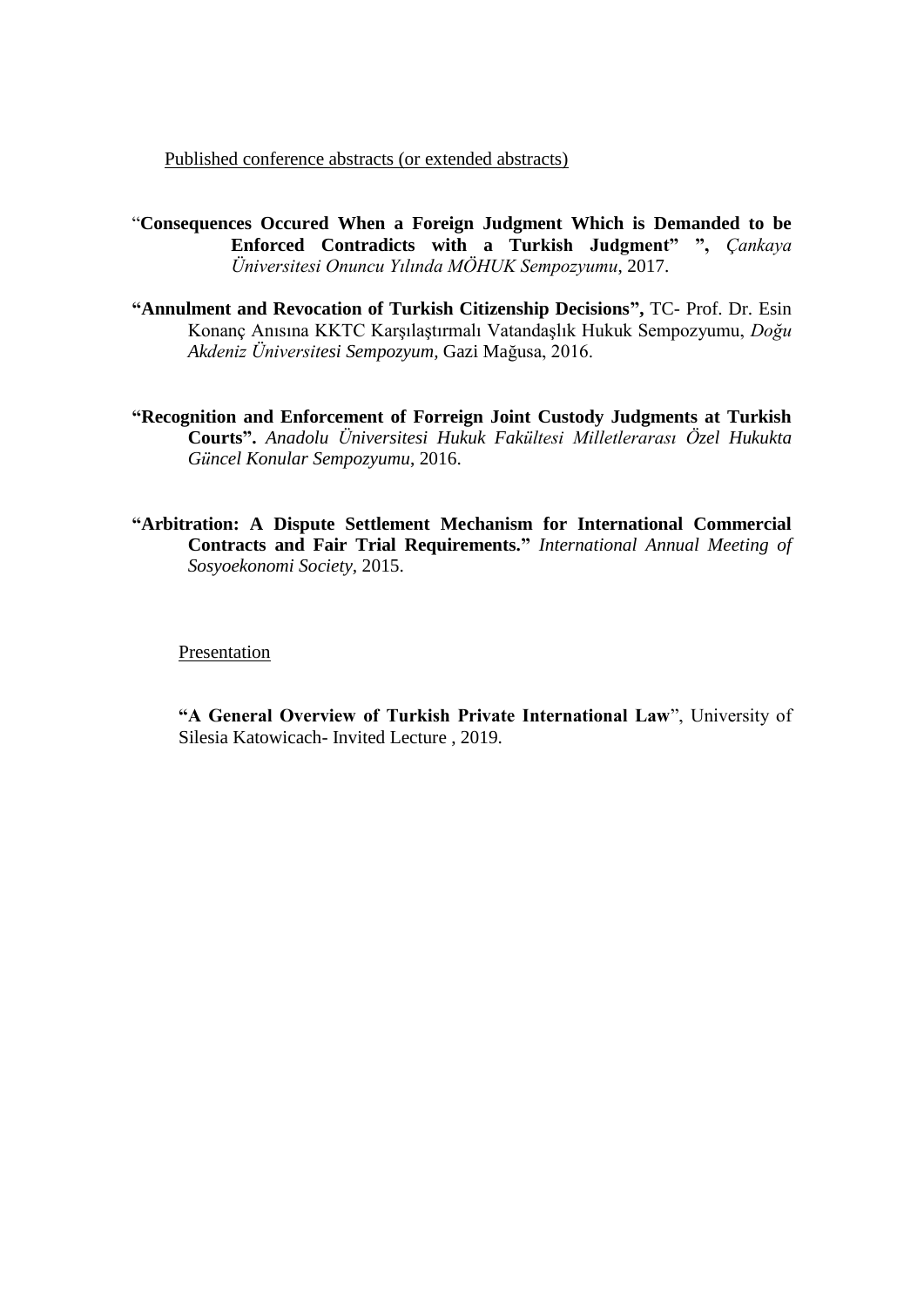<u>Published conference abstracts (or extended abstracts)</u>

"**Consequences Occured When a Foreign Judgment Which is Demanded to be Enforced Contradicts with a Turkish Judgment" ",** *Çankaya Üniversitesi Onuncu Yılında MÖHUK Sempozyumu*, 2017.

**"Annulment and Revocation of Turkish Citizenship Decisions",** TC- Prof. Dr. Esin Konanç Anısına KKTC Karşılaştırmalı Vatandaşlık Hukuk Sempozyumu, *Doğu Akdeniz Üniversitesi Sempozyum,* Gazi Mağusa, 2016.

**"Recognition and Enforcement of Forreign Joint Custody Judgments at Turkish Courts".** *Anadolu Üniversitesi Hukuk Fakültesi Milletlerarası Özel Hukukta Güncel Konular Sempozyumu*, 2016.

**"Arbitration: A Dispute Settlement Mechanism for International Commercial Contracts and Fair Trial Requirements."** *International Annual Meeting of Sosyoekonomi Society,* 2015.

<u>Presentation</u>

**"A General Overview of Turkish Private International Law**", University of Silesia Katowicach- Invited Lecture , 2019.